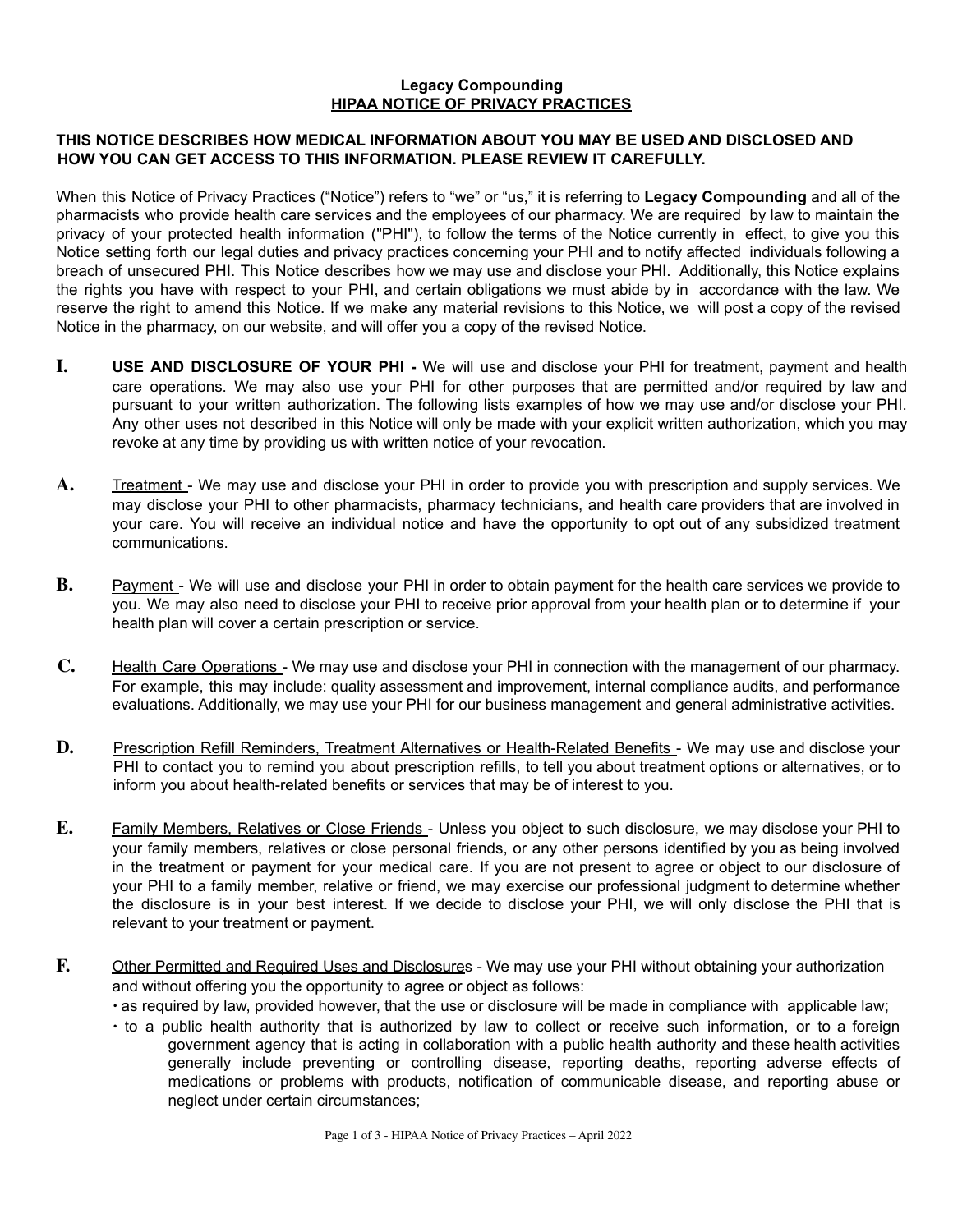# Legacy Compounding

## HIPAA NOTICE OF PRIVACY PRACTICES

**THIS NOTICE DESCRIBES HOW MEDICAL INFORMATION ABOUT YOU MAY BE USED AND DISCLOSED AND HOW YOU CAN GET ACCESS TO THIS INFORMATION. PLEASE REVIEW IT CAREFULLY.**

When this Notice of Privacy Practices ("Notice") refers to "we" or "us," it is referring to **Legacy Compounding** and all of the pharmacists who provide health care services and the employees of our pharmacy. We are required by law to maintain the privacy of your protected health information ("PHI"), to follow the terms of the Notice currently in effect, to give you this Notice setting forth our legal duties and privacy practices concerning your PHI and to notify affected individuals following a breach of unsecured PHI. This Notice describes how we may use and disclose your PHI. Additionally, this Notice explains the rights you have with respect to your PHI, and certain obligations we must abide by in accordance with the law. We reserve the right to amend this Notice. If we make any material revisions to this Notice, we will post a copy of the revised Notice in the pharmacy, on our website, and will offer you a copy of the revised Notice.

**I. USE AND DISCLOSURE OF YOUR PHI -** We will use and disclose your PHI for treatment, payment and health care operations. We may also use your PHI for other purposes that are permitted and/or required by law and pursuant to your written authorization. The following lists examples of how we may use and/or disclose your PHI. Any other uses not described in this Notice will only be made with your explicit written authorization, which you may revoke at any time by providing us with written notice of your revocation.

**A.** Treatment - We may use and disclose your PHI in order to provide you with prescription and supply services. We may disclose your PHI to other pharmacists, pharmacy technicians, and health care providers that are involved in your care. You will receive an individual notice and have the opportunity to opt out of any subsidized treatment communications.

**B.** Payment - We will use and disclose your PHI in order to obtain payment for the health care services we provide to you. We may also need to disclose your PHI to receive prior approval from your health plan or to determine if your health plan will cover a certain prescription or service.

**C.** Health Care Operations - We may use and disclose your PHI in connection with the management of our pharmacy. For example, this may include: quality assessment and improvement, internal compliance audits, and performance evaluations. Additionally, we may use your PHI for our business management and general administrative activities.

**D.** Prescription Refill Reminders, Treatment Alternatives or Health-Related Benefits - We may use and disclose your PHI to contact you to remind you about prescription refills, to tell you about treatment options or alternatives, or to inform you about health-related benefits or services that may be of interest to you.

**E.** Family Members, Relatives or Close Friends - Unless you object to such disclosure, we may disclose your PHI to your family members, relatives or close personal friends, or any other persons identified by you as being involved in the treatment or payment for your medical care. If you are not present to agree or object to our disclosure of your PHI to a family member, relative or friend, we may exercise our professional judgment to determine whether the disclosure is in your best interest. If we decide to disclose your PHI, we will only disclose the PHI that is relevant to your treatment or payment.

**F.** Other Permitted and Required Uses and Disclosures - We may use your PHI without obtaining your authorization and without offering you the opportunity to agree or object as follows:

- as required by law, provided however, that the use or disclosure will be made in compliance with applicable law;
- to a public health authority that is authorized by law to collect or receive such information, or to a foreign government agency that is acting in collaboration with a public health authority and these health activities generally include preventing or controlling disease, reporting deaths, reporting adverse effects of medications or problems with products, notification of communicable disease, and reporting abuse or neglect under certain circumstances;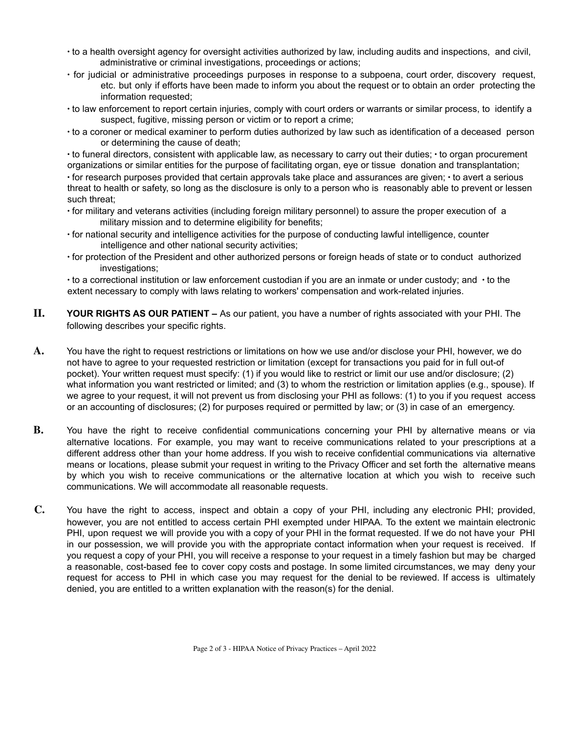- to a health oversight agency for oversight activities authorized by law, including audits and inspections, and civil, administrative or criminal investigations, proceedings or actions;
- for judicial or administrative proceedings purposes in response to a subpoena, court order, discovery request, etc. but only if efforts have been made to inform you about the request or to obtain an order protecting the information requested;
- to law enforcement to report certain injuries, comply with court orders or warrants or similar process, to identify a suspect, fugitive, missing person or victim or to report a crime;
- to a coroner or medical examiner to perform duties authorized by law such as identification of a deceased person or determining the cause of death;
- to funeral directors, consistent with applicable law, as necessary to carry out their duties;
- to organ procurement organizations or similar entities for the purpose of facilitating organ, eye or tissue donation and transplantation;
- for research purposes provided that certain approvals take place and assurances are given;
- to avert a serious threat to health or safety, so long as the disclosure is only to a person who is reasonably able to prevent or lessen such threat;
- for military and veterans activities (including foreign military personnel) to assure the proper execution of a military mission and to determine eligibility for benefits;
- for national security and intelligence activities for the purpose of conducting lawful intelligence, counter intelligence and other national security activities;
- for protection of the President and other authorized persons or foreign heads of state or to conduct authorized investigations;
- to a correctional institution or law enforcement custodian if you are an inmate or under custody; and
- to the extent necessary to comply with laws relating to workers' compensation and work-related injuries.

**II. YOUR RIGHTS AS OUR PATIENT –** As our patient, you have a number of rights associated with your PHI. The following describes your specific rights.

**A.** You have the right to request restrictions or limitations on how we use and/or disclose your PHI, however, we do not have to agree to your requested restriction or limitation (except for transactions you paid for in full out-of pocket). Your written request must specify: (1) if you would like to restrict or limit our use and/or disclosure; (2) what information you want restricted or limited; and (3) to whom the restriction or limitation applies (e.g., spouse). If we agree to your request, it will not prevent us from disclosing your PHI as follows: (1) to you if you request access or an accounting of disclosures; (2) for purposes required or permitted by law; or (3) in case of an emergency.

**B.** You have the right to receive confidential communications concerning your PHI by alternative means or via alternative locations. For example, you may want to receive communications related to your prescriptions at a different address other than your home address. If you wish to receive confidential communications via alternative means or locations, please submit your request in writing to the Privacy Officer and set forth the alternative means by which you wish to receive communications or the alternative location at which you wish to receive such communications. We will accommodate all reasonable requests.

**C.** You have the right to access, inspect and obtain a copy of your PHI, including any electronic PHI; provided, however, you are not entitled to access certain PHI exempted under HIPAA. To the extent we maintain electronic PHI, upon request we will provide you with a copy of your PHI in the format requested. If we do not have your PHI in our possession, we will provide you with the appropriate contact information when your request is received. If you request a copy of your PHI, you will receive a response to your request in a timely fashion but may be charged a reasonable, cost-based fee to cover copy costs and postage. In some limited circumstances, we may deny your request for access to PHI in which case you may request for the denial to be reviewed. If access is ultimately denied, you are entitled to a written explanation with the reason(s) for the denial.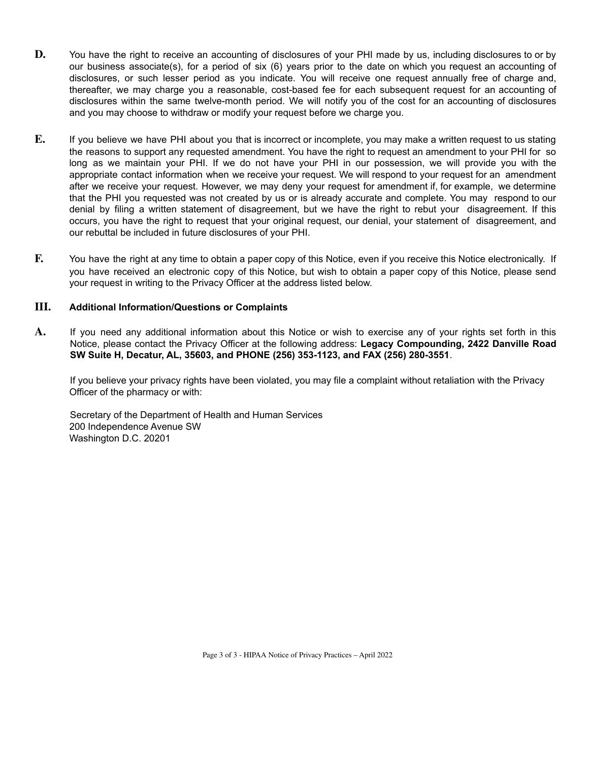**D.** You have the right to receive an accounting of disclosures of your PHI made by us, including disclosures to or by our business associate(s), for a period of six (6) years prior to the date on which you request an accounting of disclosures, or such lesser period as you indicate. You will receive one request annually free of charge and, thereafter, we may charge you a reasonable, cost-based fee for each subsequent request for an accounting of disclosures within the same twelve-month period. We will notify you of the cost for an accounting of disclosures and you may choose to withdraw or modify your request before we charge you.

**E.** If you believe we have PHI about you that is incorrect or incomplete, you may make a written request to us stating the reasons to support any requested amendment. You have the right to request an amendment to your PHI for so long as we maintain your PHI. If we do not have your PHI in our possession, we will provide you with the appropriate contact information when we receive your request. We will respond to your request for an amendment after we receive your request. However, we may deny your request for amendment if, for example, we determine that the PHI you requested was not created by us or is already accurate and complete. You may respond to our denial by filing a written statement of disagreement, but we have the right to rebut your disagreement. If this occurs, you have the right to request that your original request, our denial, your statement of disagreement, and our rebuttal be included in future disclosures of your PHI.

**F.** You have the right at any time to obtain a paper copy of this Notice, even if you receive this Notice electronically. If you have received an electronic copy of this Notice, but wish to obtain a paper copy of this Notice, please send your request in writing to the Privacy Officer at the address listed below.

## III. Additional Information/Questions or Complaints

**A.** If you need any additional information about this Notice or wish to exercise any of your rights set forth in this Notice, please contact the Privacy Officer at the following address: **Legacy Compounding, 2422 Danville Road SW Suite H, Decatur, AL, 35603, and PHONE (256) 353-1123, and FAX (256) 280-3551**.

If you believe your privacy rights have been violated, you may file a complaint without retaliation with the Privacy Officer of the pharmacy or with:

Secretary of the Department of Health and Human Services
200 Independence Avenue SW
Washington D.C. 20201